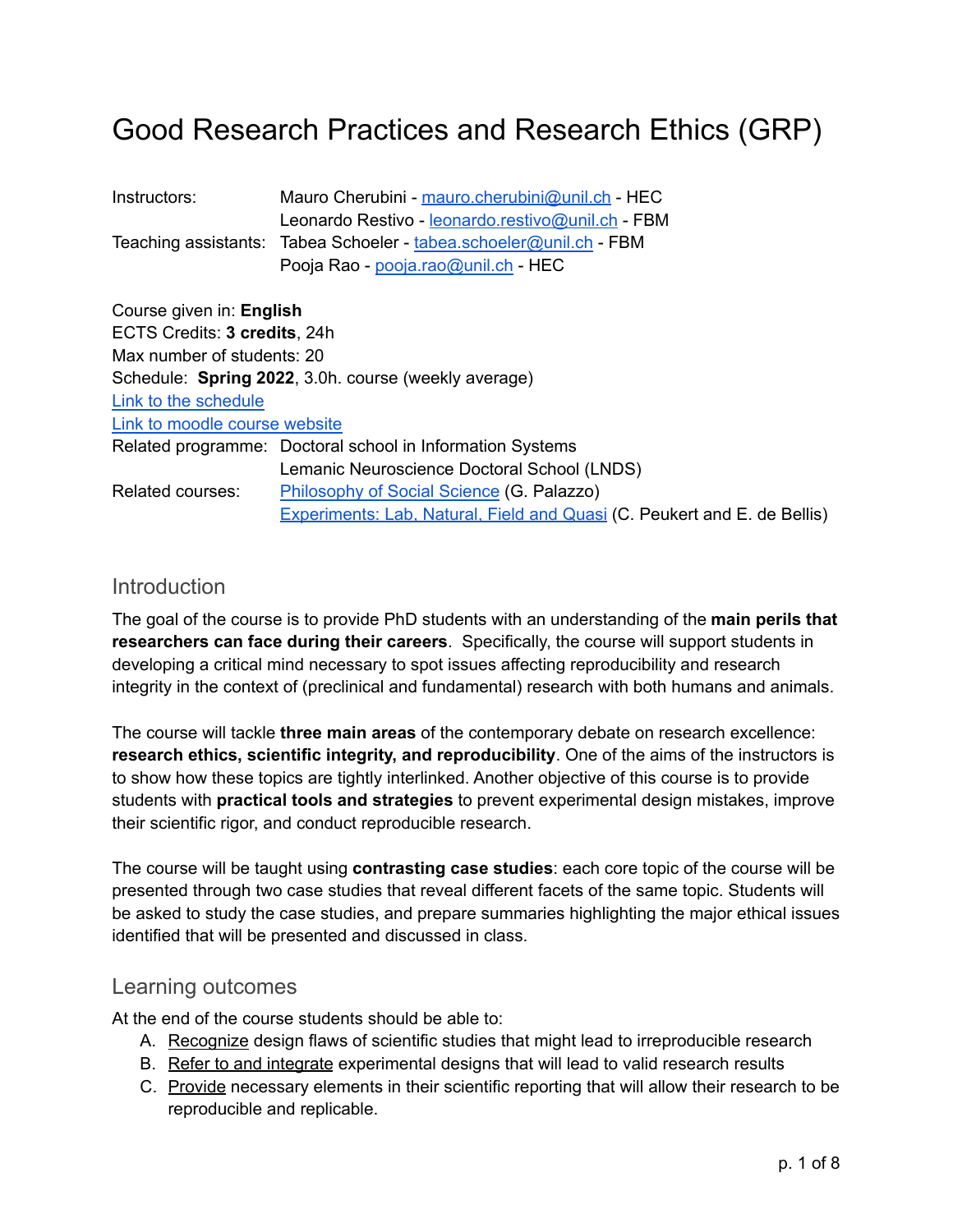# Good Research Practices and Research Ethics (GRP)

| | |
|---|---|
| Instructors: | Mauro Cherubini - [mauro.cherubini@unil.ch](mailto:mauro.cherubini@unil.ch) - HEC |
| | Leonardo Restivo - [leonardo.restivo@unil.ch](mailto:leonardo.restivo@unil.ch) - FBM |
| Teaching assistants: | Tabea Schoeler - [tabea.schoeler@unil.ch](mailto:tabea.schoeler@unil.ch) - FBM |
| | Pooja Rao - [pooja.rao@unil.ch](mailto:pooja.rao@unil.ch) - HEC |

Course given in: **English**
ECTS Credits: **3 credits**, 24h
Max number of students: 20
Schedule: **Spring 2022**, 3.0h. course (weekly average)
Link to the schedule
Link to moodle course website

| | |
|---|---|
| Related programme: | Doctoral school in Information Systems |
| | Lemanic Neuroscience Doctoral School (LNDS) |
| Related courses: | Philosophy of Social Science (G. Palazzo) |
| | Experiments: Lab, Natural, Field and Quasi (C. Peukert and E. de Bellis) |

## Introduction

The goal of the course is to provide PhD students with an understanding of the **main perils that researchers can face during their careers**. Specifically, the course will support students in developing a critical mind necessary to spot issues affecting reproducibility and research integrity in the context of (preclinical and fundamental) research with both humans and animals.

The course will tackle **three main areas** of the contemporary debate on research excellence: **research ethics, scientific integrity, and reproducibility**. One of the aims of the instructors is to show how these topics are tightly interlinked. Another objective of this course is to provide students with **practical tools and strategies** to prevent experimental design mistakes, improve their scientific rigor, and conduct reproducible research.

The course will be taught using **contrasting case studies**: each core topic of the course will be presented through two case studies that reveal different facets of the same topic. Students will be asked to study the case studies, and prepare summaries highlighting the major ethical issues identified that will be presented and discussed in class.

## Learning outcomes

At the end of the course students should be able to:

A. Recognize design flaws of scientific studies that might lead to irreproducible research
B. Refer to and integrate experimental designs that will lead to valid research results
C. Provide necessary elements in their scientific reporting that will allow their research to be reproducible and replicable.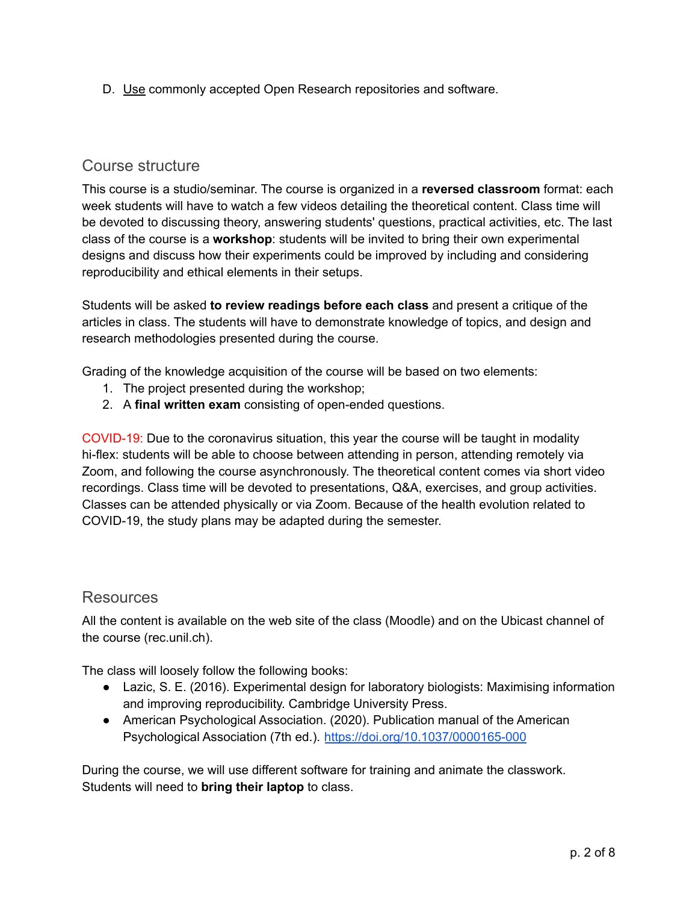D. <u>Use</u> commonly accepted Open Research repositories and software.

## Course structure

This course is a studio/seminar. The course is organized in a **reversed classroom** format: each week students will have to watch a few videos detailing the theoretical content. Class time will be devoted to discussing theory, answering students' questions, practical activities, etc. The last class of the course is a **workshop**: students will be invited to bring their own experimental designs and discuss how their experiments could be improved by including and considering reproducibility and ethical elements in their setups.

Students will be asked **to review readings before each class** and present a critique of the articles in class. The students will have to demonstrate knowledge of topics, and design and research methodologies presented during the course.

Grading of the knowledge acquisition of the course will be based on two elements:

1. The project presented during the workshop;
2. A **final written exam** consisting of open-ended questions.

COVID-19: Due to the coronavirus situation, this year the course will be taught in modality hi-flex: students will be able to choose between attending in person, attending remotely via Zoom, and following the course asynchronously. The theoretical content comes via short video recordings. Class time will be devoted to presentations, Q&A, exercises, and group activities. Classes can be attended physically or via Zoom. Because of the health evolution related to COVID-19, the study plans may be adapted during the semester.

## Resources

All the content is available on the web site of the class (Moodle) and on the Ubicast channel of the course (rec.unil.ch).

The class will loosely follow the following books:

- Lazic, S. E. (2016). Experimental design for laboratory biologists: Maximising information and improving reproducibility. Cambridge University Press.
- American Psychological Association. (2020). Publication manual of the American Psychological Association (7th ed.). https://doi.org/10.1037/0000165-000

During the course, we will use different software for training and animate the classwork. Students will need to **bring their laptop** to class.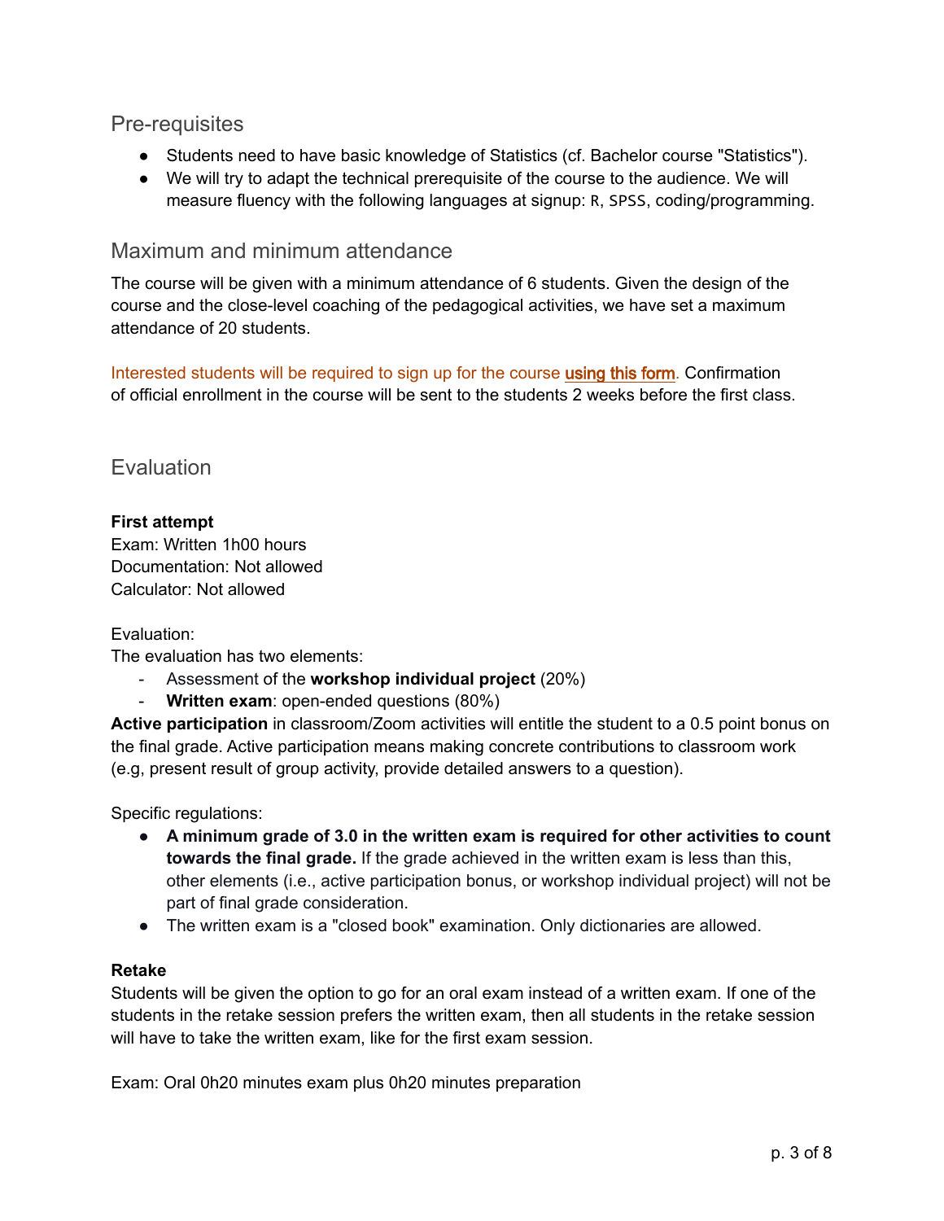## Pre-requisites

- Students need to have basic knowledge of Statistics (cf. Bachelor course "Statistics").
- We will try to adapt the technical prerequisite of the course to the audience. We will measure fluency with the following languages at signup: `R`, `SPSS`, coding/programming.

## Maximum and minimum attendance

The course will be given with a minimum attendance of 6 students. Given the design of the course and the close-level coaching of the pedagogical activities, we have set a maximum attendance of 20 students.

Interested students will be required to sign up for the course using this form. Confirmation of official enrollment in the course will be sent to the students 2 weeks before the first class.

## Evaluation

**First attempt**
Exam: Written 1h00 hours
Documentation: Not allowed
Calculator: Not allowed

Evaluation:
The evaluation has two elements:

- Assessment of the **workshop individual project** (20%)
- **Written exam**: open-ended questions (80%)

**Active participation** in classroom/Zoom activities will entitle the student to a 0.5 point bonus on the final grade. Active participation means making concrete contributions to classroom work (e.g, present result of group activity, provide detailed answers to a question).

Specific regulations:

- **A minimum grade of 3.0 in the written exam is required for other activities to count towards the final grade.** If the grade achieved in the written exam is less than this, other elements (i.e., active participation bonus, or workshop individual project) will not be part of final grade consideration.
- The written exam is a "closed book" examination. Only dictionaries are allowed.

**Retake**
Students will be given the option to go for an oral exam instead of a written exam. If one of the students in the retake session prefers the written exam, then all students in the retake session will have to take the written exam, like for the first exam session.

Exam: Oral 0h20 minutes exam plus 0h20 minutes preparation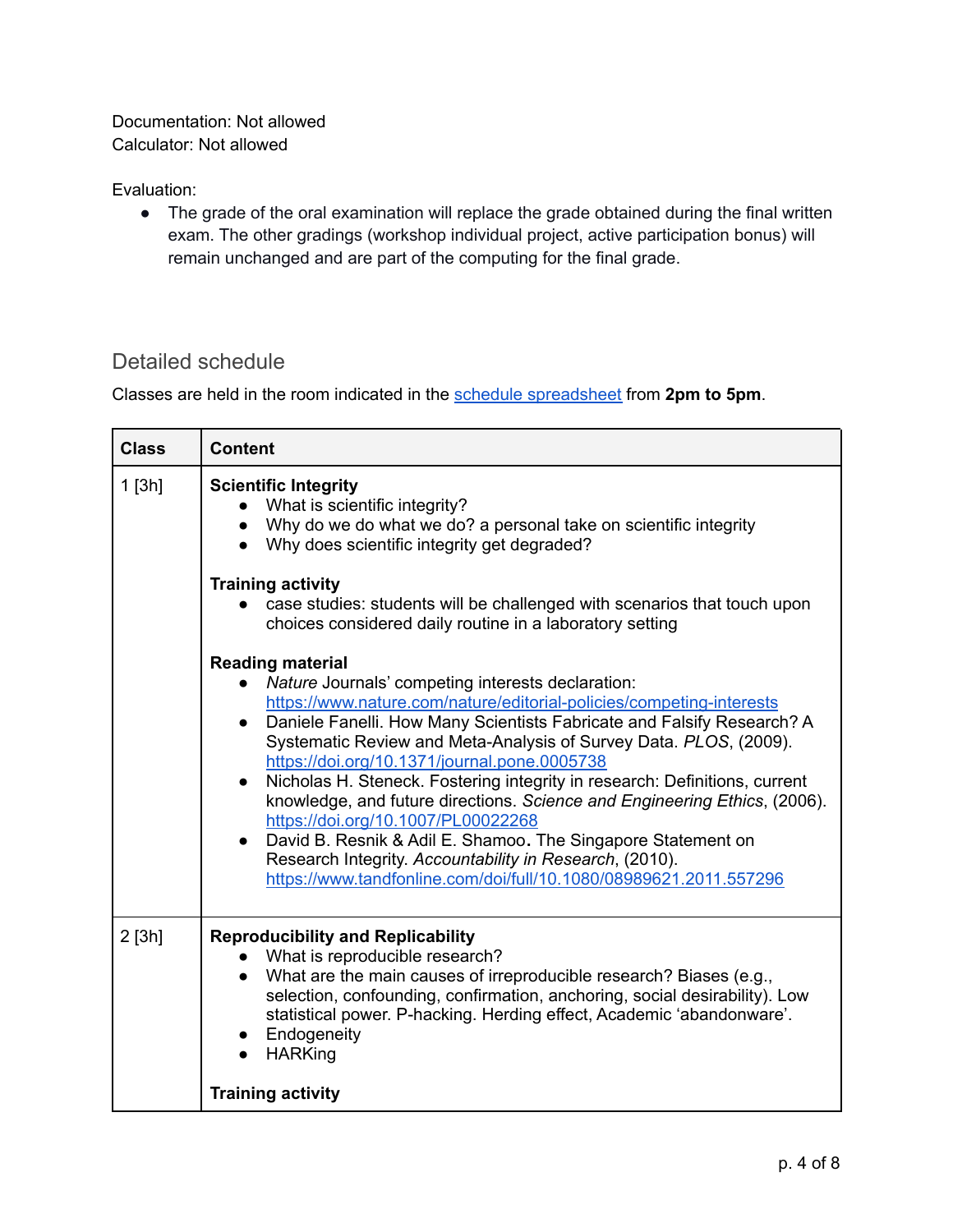Documentation: Not allowed
Calculator: Not allowed

Evaluation:

- The grade of the oral examination will replace the grade obtained during the final written exam. The other gradings (workshop individual project, active participation bonus) will remain unchanged and are part of the computing for the final grade.

## Detailed schedule

Classes are held in the room indicated in the [schedule spreadsheet]() from **2pm to 5pm**.

| Class | Content |
|---|---|
| 1 [3h] | **Scientific Integrity**<br>• What is scientific integrity?<br>• Why do we do what we do? a personal take on scientific integrity<br>• Why does scientific integrity get degraded?<br><br>**Training activity**<br>• case studies: students will be challenged with scenarios that touch upon choices considered daily routine in a laboratory setting<br><br>**Reading material**<br>• *Nature* Journals' competing interests declaration: https://www.nature.com/nature/editorial-policies/competing-interests<br>• Daniele Fanelli. How Many Scientists Fabricate and Falsify Research? A Systematic Review and Meta-Analysis of Survey Data. *PLOS*, (2009). https://doi.org/10.1371/journal.pone.0005738<br>• Nicholas H. Steneck. Fostering integrity in research: Definitions, current knowledge, and future directions. *Science and Engineering Ethics*, (2006). https://doi.org/10.1007/PL00022268<br>• David B. Resnik & Adil E. Shamoo**.** The Singapore Statement on Research Integrity. *Accountability in Research*, (2010). https://www.tandfonline.com/doi/full/10.1080/08989621.2011.557296 |
| 2 [3h] | **Reproducibility and Replicability**<br>• What is reproducible research?<br>• What are the main causes of irreproducible research? Biases (e.g., selection, confounding, confirmation, anchoring, social desirability). Low statistical power. P-hacking. Herding effect, Academic 'abandonware'.<br>• Endogeneity<br>• HARKing<br><br>**Training activity** |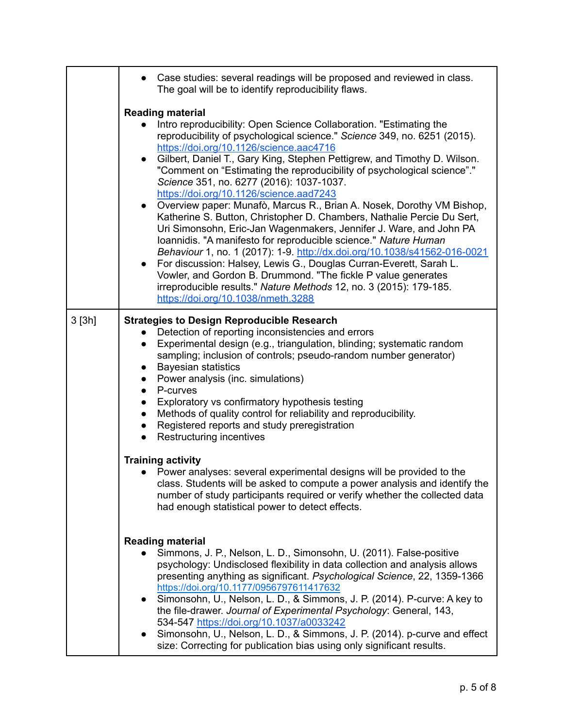| | |
|---|---|
| | • Case studies: several readings will be proposed and reviewed in class. The goal will be to identify reproducibility flaws.<br><br>**Reading material**<br>• Intro reproducibility: Open Science Collaboration. "Estimating the reproducibility of psychological science." *Science* 349, no. 6251 (2015). https://doi.org/10.1126/science.aac4716<br>• Gilbert, Daniel T., Gary King, Stephen Pettigrew, and Timothy D. Wilson. "Comment on "Estimating the reproducibility of psychological science"." *Science* 351, no. 6277 (2016): 1037-1037. https://doi.org/10.1126/science.aad7243<br>• Overview paper: Munafò, Marcus R., Brian A. Nosek, Dorothy VM Bishop, Katherine S. Button, Christopher D. Chambers, Nathalie Percie Du Sert, Uri Simonsohn, Eric-Jan Wagenmakers, Jennifer J. Ware, and John PA Ioannidis. "A manifesto for reproducible science." *Nature Human Behaviour* 1, no. 1 (2017): 1-9. http://dx.doi.org/10.1038/s41562-016-0021<br>• For discussion: Halsey, Lewis G., Douglas Curran-Everett, Sarah L. Vowler, and Gordon B. Drummond. "The fickle P value generates irreproducible results." *Nature Methods* 12, no. 3 (2015): 179-185. https://doi.org/10.1038/nmeth.3288 |
| 3 [3h] | **Strategies to Design Reproducible Research**<br>• Detection of reporting inconsistencies and errors<br>• Experimental design (e.g., triangulation, blinding; systematic random sampling; inclusion of controls; pseudo-random number generator)<br>• Bayesian statistics<br>• Power analysis (inc. simulations)<br>• P-curves<br>• Exploratory vs confirmatory hypothesis testing<br>• Methods of quality control for reliability and reproducibility.<br>• Registered reports and study preregistration<br>• Restructuring incentives<br><br>**Training activity**<br>• Power analyses: several experimental designs will be provided to the class. Students will be asked to compute a power analysis and identify the number of study participants required or verify whether the collected data had enough statistical power to detect effects.<br><br>**Reading material**<br>• Simmons, J. P., Nelson, L. D., Simonsohn, U. (2011). False-positive psychology: Undisclosed flexibility in data collection and analysis allows presenting anything as significant. *Psychological Science*, 22, 1359-1366 https://doi.org/10.1177/0956797611417632<br>• Simonsohn, U., Nelson, L. D., & Simmons, J. P. (2014). P-curve: A key to the file-drawer. *Journal of Experimental Psychology*: General, 143, 534-547 https://doi.org/10.1037/a0033242<br>• Simonsohn, U., Nelson, L. D., & Simmons, J. P. (2014). p-curve and effect size: Correcting for publication bias using only significant results. |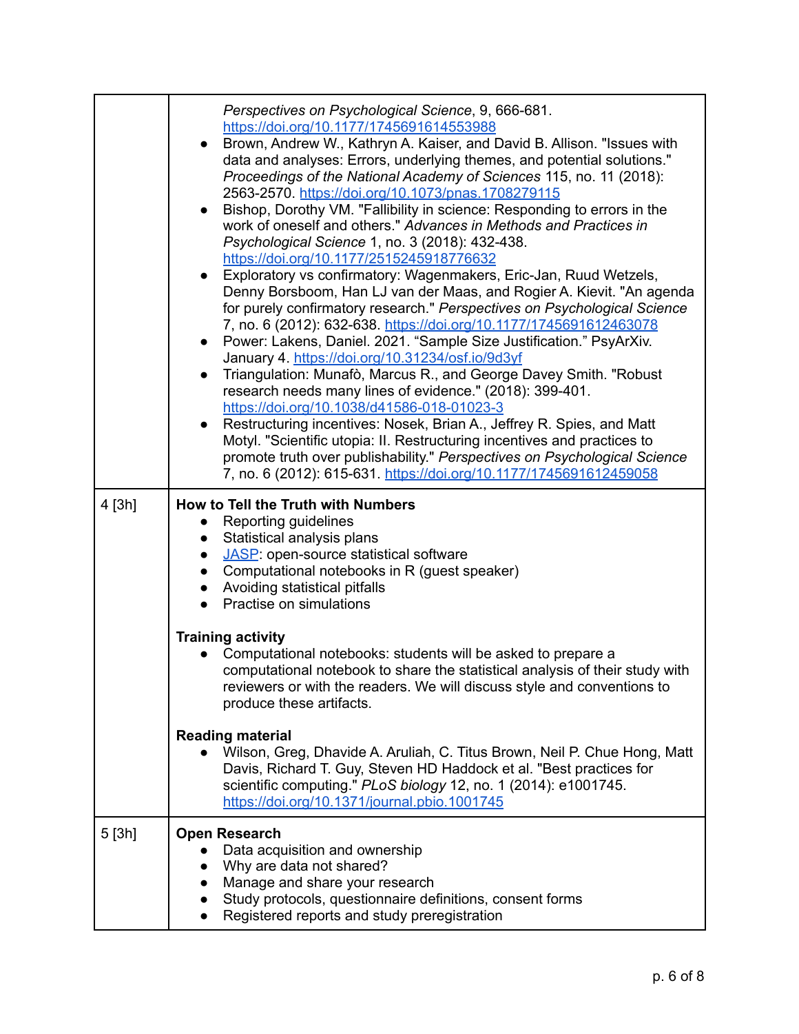| | |
|---|---|
| | *Perspectives on Psychological Science*, 9, 666-681. https://doi.org/10.1177/1745691614553988<br>• Brown, Andrew W., Kathryn A. Kaiser, and David B. Allison. "Issues with data and analyses: Errors, underlying themes, and potential solutions." *Proceedings of the National Academy of Sciences* 115, no. 11 (2018): 2563-2570. https://doi.org/10.1073/pnas.1708279115<br>• Bishop, Dorothy VM. "Fallibility in science: Responding to errors in the work of oneself and others." *Advances in Methods and Practices in Psychological Science* 1, no. 3 (2018): 432-438. https://doi.org/10.1177/2515245918776632<br>• Exploratory vs confirmatory: Wagenmakers, Eric-Jan, Ruud Wetzels, Denny Borsboom, Han LJ van der Maas, and Rogier A. Kievit. "An agenda for purely confirmatory research." *Perspectives on Psychological Science* 7, no. 6 (2012): 632-638. https://doi.org/10.1177/1745691612463078<br>• Power: Lakens, Daniel. 2021. "Sample Size Justification." PsyArXiv. January 4. https://doi.org/10.31234/osf.io/9d3yf<br>• Triangulation: Munafò, Marcus R., and George Davey Smith. "Robust research needs many lines of evidence." (2018): 399-401. https://doi.org/10.1038/d41586-018-01023-3<br>• Restructuring incentives: Nosek, Brian A., Jeffrey R. Spies, and Matt Motyl. "Scientific utopia: II. Restructuring incentives and practices to promote truth over publishability." *Perspectives on Psychological Science* 7, no. 6 (2012): 615-631. https://doi.org/10.1177/1745691612459058 |
| 4 [3h] | **How to Tell the Truth with Numbers**<br>• Reporting guidelines<br>• Statistical analysis plans<br>• JASP: open-source statistical software<br>• Computational notebooks in R (guest speaker)<br>• Avoiding statistical pitfalls<br>• Practise on simulations<br><br>**Training activity**<br>• Computational notebooks: students will be asked to prepare a computational notebook to share the statistical analysis of their study with reviewers or with the readers. We will discuss style and conventions to produce these artifacts.<br><br>**Reading material**<br>• Wilson, Greg, Dhavide A. Aruliah, C. Titus Brown, Neil P. Chue Hong, Matt Davis, Richard T. Guy, Steven HD Haddock et al. "Best practices for scientific computing." *PLoS biology* 12, no. 1 (2014): e1001745. https://doi.org/10.1371/journal.pbio.1001745 |
| 5 [3h] | **Open Research**<br>• Data acquisition and ownership<br>• Why are data not shared?<br>• Manage and share your research<br>• Study protocols, questionnaire definitions, consent forms<br>• Registered reports and study preregistration |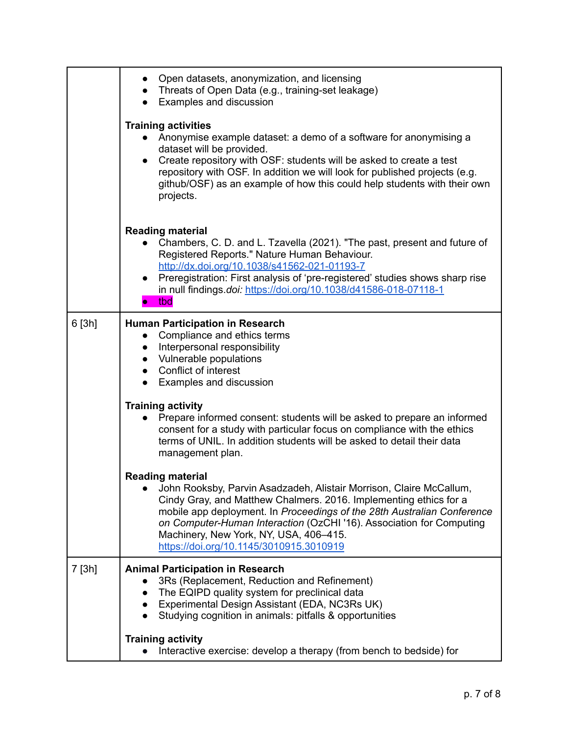| | |
|---|---|
| | • Open datasets, anonymization, and licensing<br>• Threats of Open Data (e.g., training-set leakage)<br>• Examples and discussion<br><br>**Training activities**<br>• Anonymise example dataset: a demo of a software for anonymising a dataset will be provided.<br>• Create repository with OSF: students will be asked to create a test repository with OSF. In addition we will look for published projects (e.g. github/OSF) as an example of how this could help students with their own projects.<br><br>**Reading material**<br>• Chambers, C. D. and L. Tzavella (2021). "The past, present and future of Registered Reports." Nature Human Behaviour. http://dx.doi.org/10.1038/s41562-021-01193-7<br>• Preregistration: First analysis of 'pre-registered' studies shows sharp rise in null findings.*doi:* https://doi.org/10.1038/d41586-018-07118-1<br>• tbd |
| 6 [3h] | **Human Participation in Research**<br>• Compliance and ethics terms<br>• Interpersonal responsibility<br>• Vulnerable populations<br>• Conflict of interest<br>• Examples and discussion<br><br>**Training activity**<br>• Prepare informed consent: students will be asked to prepare an informed consent for a study with particular focus on compliance with the ethics terms of UNIL. In addition students will be asked to detail their data management plan.<br><br>**Reading material**<br>• John Rooksby, Parvin Asadzadeh, Alistair Morrison, Claire McCallum, Cindy Gray, and Matthew Chalmers. 2016. Implementing ethics for a mobile app deployment. In *Proceedings of the 28th Australian Conference on Computer-Human Interaction* (OzCHI '16). Association for Computing Machinery, New York, NY, USA, 406–415. https://doi.org/10.1145/3010915.3010919 |
| 7 [3h] | **Animal Participation in Research**<br>• 3Rs (Replacement, Reduction and Refinement)<br>• The EQIPD quality system for preclinical data<br>• Experimental Design Assistant (EDA, NC3Rs UK)<br>• Studying cognition in animals: pitfalls & opportunities<br><br>**Training activity**<br>• Interactive exercise: develop a therapy (from bench to bedside) for |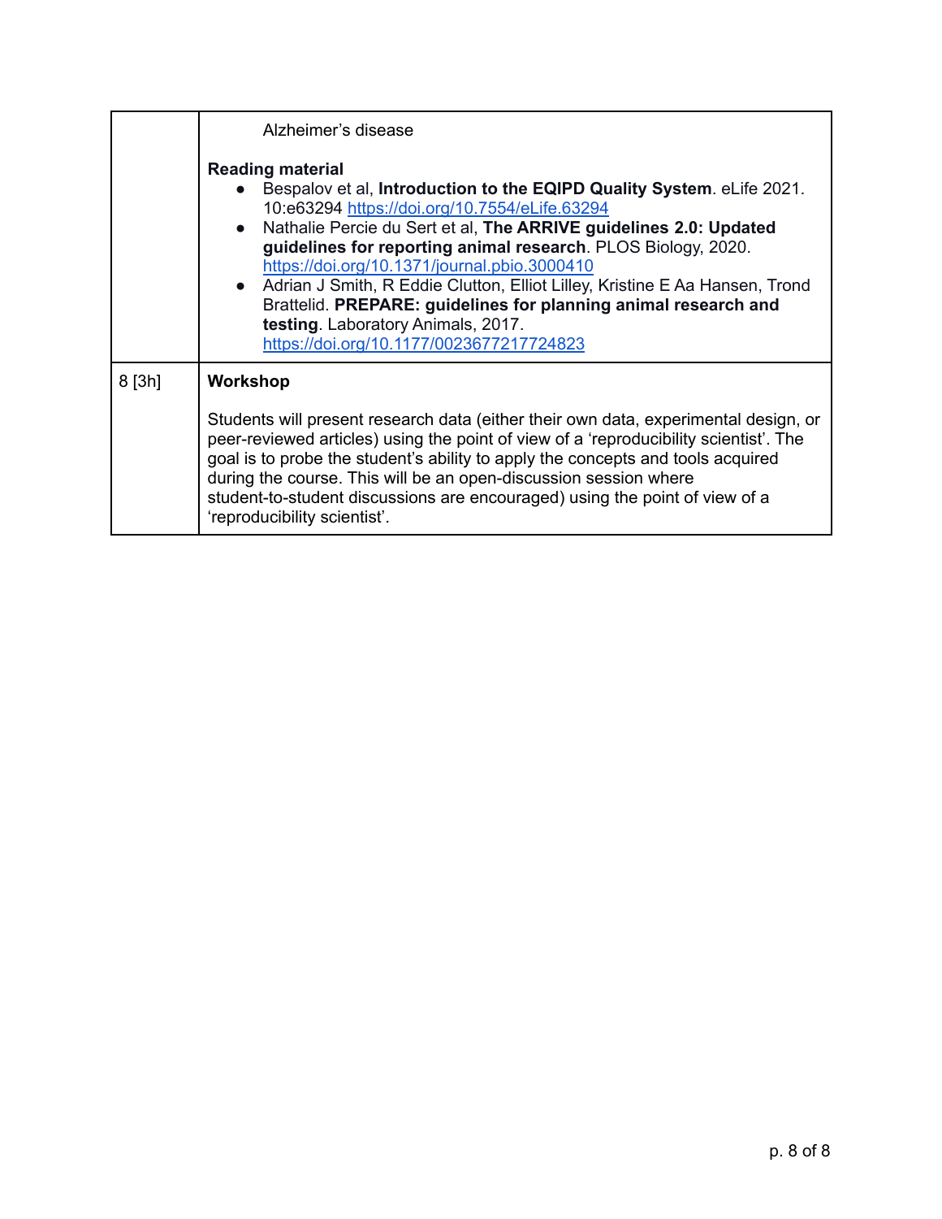| | |
|---|---|
| | Alzheimer's disease<br><br>**Reading material**<br>• Bespalov et al, **Introduction to the EQIPD Quality System**. eLife 2021. 10:e63294 https://doi.org/10.7554/eLife.63294<br>• Nathalie Percie du Sert et al, **The ARRIVE guidelines 2.0: Updated guidelines for reporting animal research**. PLOS Biology, 2020. https://doi.org/10.1371/journal.pbio.3000410<br>• Adrian J Smith, R Eddie Clutton, Elliot Lilley, Kristine E Aa Hansen, Trond Brattelid. **PREPARE: guidelines for planning animal research and testing**. Laboratory Animals, 2017. https://doi.org/10.1177/0023677217724823 |
| 8 [3h] | **Workshop**<br><br>Students will present research data (either their own data, experimental design, or peer-reviewed articles) using the point of view of a 'reproducibility scientist'. The goal is to probe the student's ability to apply the concepts and tools acquired during the course. This will be an open-discussion session where student-to-student discussions are encouraged) using the point of view of a 'reproducibility scientist'. |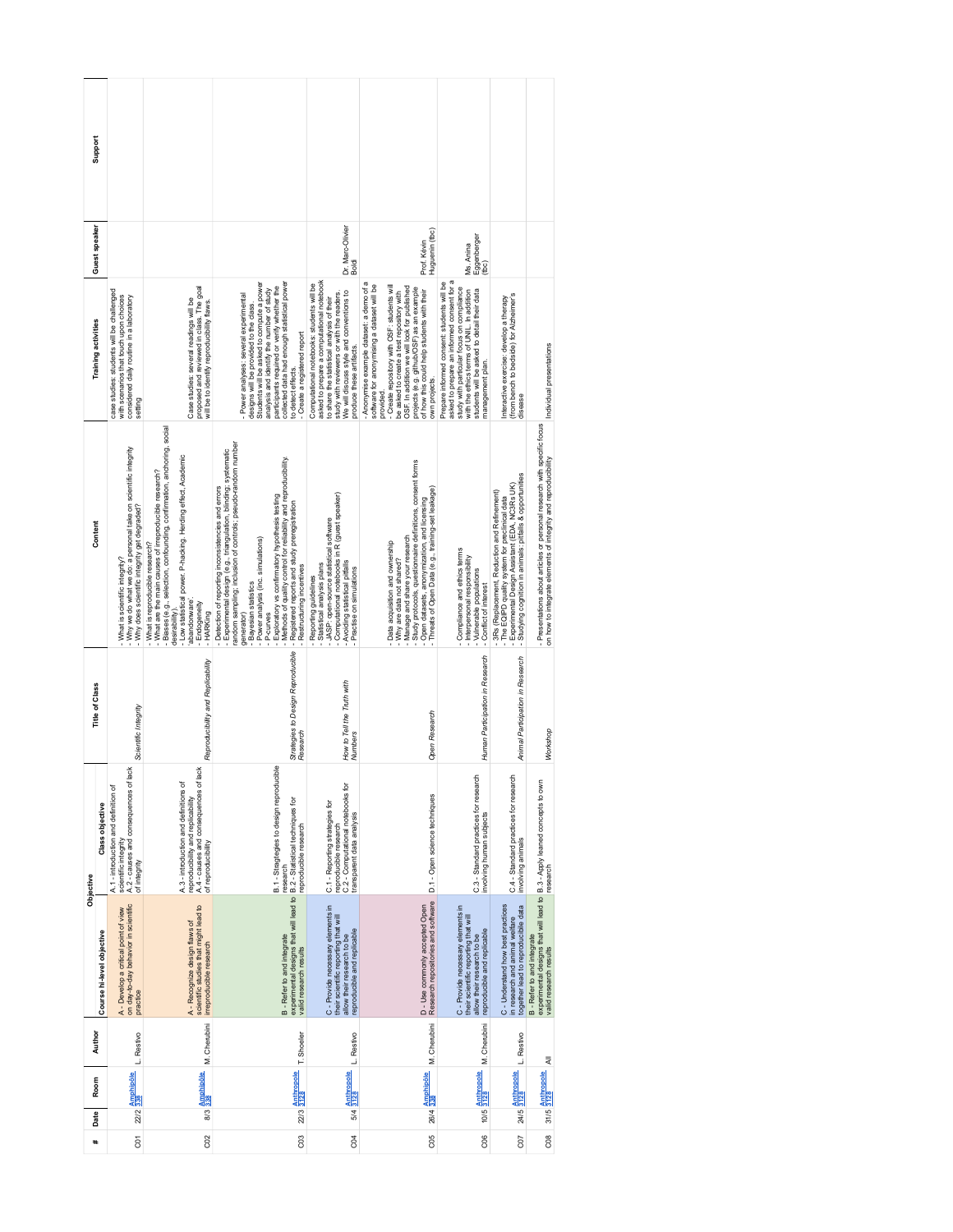| # | Date | Room | Author | Course hi-level objective | Class objective | Title of Class | Content | Training activities | Guest speaker | Support |
|---|---|---|---|---|---|---|---|---|---|---|
| C01 | 22/2 | Amphipôle 338 | L. Restivo | A - Develop a critical point of view on day-to-day behavior in scientific practice | A.1 - introduction and definition of scientific integrity<br>A.2 - causes and consequences of lack of integrity | Scientific Integrity | - What is scientific integrity?<br>- Why we do what we do: a personal take on scientific integrity<br>- Why does scientific integrity get degraded? | case studies: students will be challenged with scenarios that touch upon choices considered daily routine in a laboratory setting | | |
| C02 | 8/3 | Amphipôle 338 | M. Cherubini | A - Recognize design flaws of scientific studies that might lead to irreproducible research | A.3 - introduction and definitions of reproducibility and replicability<br>A.4 - causes and consequences of lack of reproducibility | Reproducibility and Replicability | - What is reproducible research?<br>- What are the main causes of irreproducible research?<br>- Biases (e.g., selection, confounding, confirmation, anchoring, social desirability)<br>- Low statistical power, P-hacking, Herding effect, Academic 'abandonware'<br>- Endogeneity<br>- HARKing | Case studies: several readings will be proposed and reviewed in class. The goal will be to identify reproducibility flaws. | | |
| C03 | 22/3 | Anthropole 5128 | T. Shoeler | B - Refer to and integrate experimental designs that will lead to valid research results | B.1 - Strategies to design reproducible research<br>B.2 - Statistical techniques for reproducible research | Strategies to Design Reproducible Research | - Detection of reporting inconsistencies and errors<br>- Experimental design (e.g., triangulation, blinding; systematic random sampling; inclusion of controls; pseudo-random number generator)<br>- Bayesian statistics<br>- Power analysis (inc. simulations)<br>- P-curves<br>- Exploratory vs confirmatory hypothesis testing<br>- Methods of quality control for reliability and reproducibility<br>- Registered reports and study preregistration<br>- Restructuring incentives | - Power analyses: several experimental designs will be provided to the class. Students will be asked to compute a power analysis and identify the number of study participants required or verify whether the collected data had enough statistical power to detect effects.<br>- Create a registered report | | |
| C04 | 5/4 | Anthropole 5128 | L. Restivo | C - Provide necessary elements in their scientific reporting that will allow their research to be reproducible and replicable | C.1 - Reporting strategies for reproducible research<br>C.2 - Computational notebooks for transparent data analysis | How to Tell the Truth with Numbers | - Reporting guidelines<br>- Statistical analysis plans<br>- JASP: open-source statistical software<br>- Computational notebooks in R (guest speaker)<br>- Avoiding statistical pitfalls<br>- Practice on simulations | Computational notebooks: students will be asked to prepare a computational notebook to share the statistical analysis of their study with reviewers or with the readers. We will discuss style and conventions to produce these artifacts. | Dr. Marc-Olivier Boldi | |
| C05 | 26/4 | Amphipôle 338 | M. Cherubini | D - Use commonly accepted Open Research repositories and software | D.1 - Open science techniques | Open Research | - Data acquisition and ownership<br>- Why are data not shared?<br>- Manage and share your research<br>- Study protocols, questionnaire definitions, consent forms<br>- Open datasets, anonymization, and licensing<br>- Threats of Open Data (e.g., training-set leakage) | - Anonymise example dataset: a demo of a software for anonymising a dataset will be provided<br>- Create repository with OSF: students will be asked to create a test repository with OSF. In addition we will look for published projects (e.g. github/OSF) as an example of how this could help students with their own projects. | Prof. Kévin Huguenin (tbc) | |
| C06 | 10/5 | Anthropole 5128 | M. Cherubini | C - Provide necessary elements in their scientific reporting that will allow their research to be reproducible and replicable | C.3 - Standard practices for research involving human subjects | Human Participation in Research | - Compliance and ethics terms<br>- Interpersonal responsibility<br>- Vulnerable populations<br>- Conflict of interest | Prepare informed consent: students will be asked to prepare an informed consent for a study with particular focus on compliance with the ethics terms of UNIL. In addition students will be asked to detail their data management plan. | Ms Anina Eggenberger (tbc) | |
| C07 | 24/5 | Anthropole 5128 | L. Restivo | C - Understand how best practices in research and animal welfare together lead to reproducible data | C.4 - Standard practices for research involving animals | Animal Participation in Research | - 3Rs (Replacement, Reduction and Refinement)<br>- The EQIPD quality system for preclinical data<br>- Experimental Design Assistant (EDA, NC3Rs UK)<br>- Studying cognition in animals: pitfalls & opportunities | Interactive exercise: develop a therapy (from bench to bedside) for Alzheimer's disease | | |
| C08 | 31/5 | Anthropole 5128 | All | B - Refer to and integrate experimental designs that will lead to valid research results | B.3 - Apply leaned concepts to own research | Workshop | - Presentations about articles or personal research with specific focus on how to integrate elements of integrity and reproducibility | Individual presentations | | |